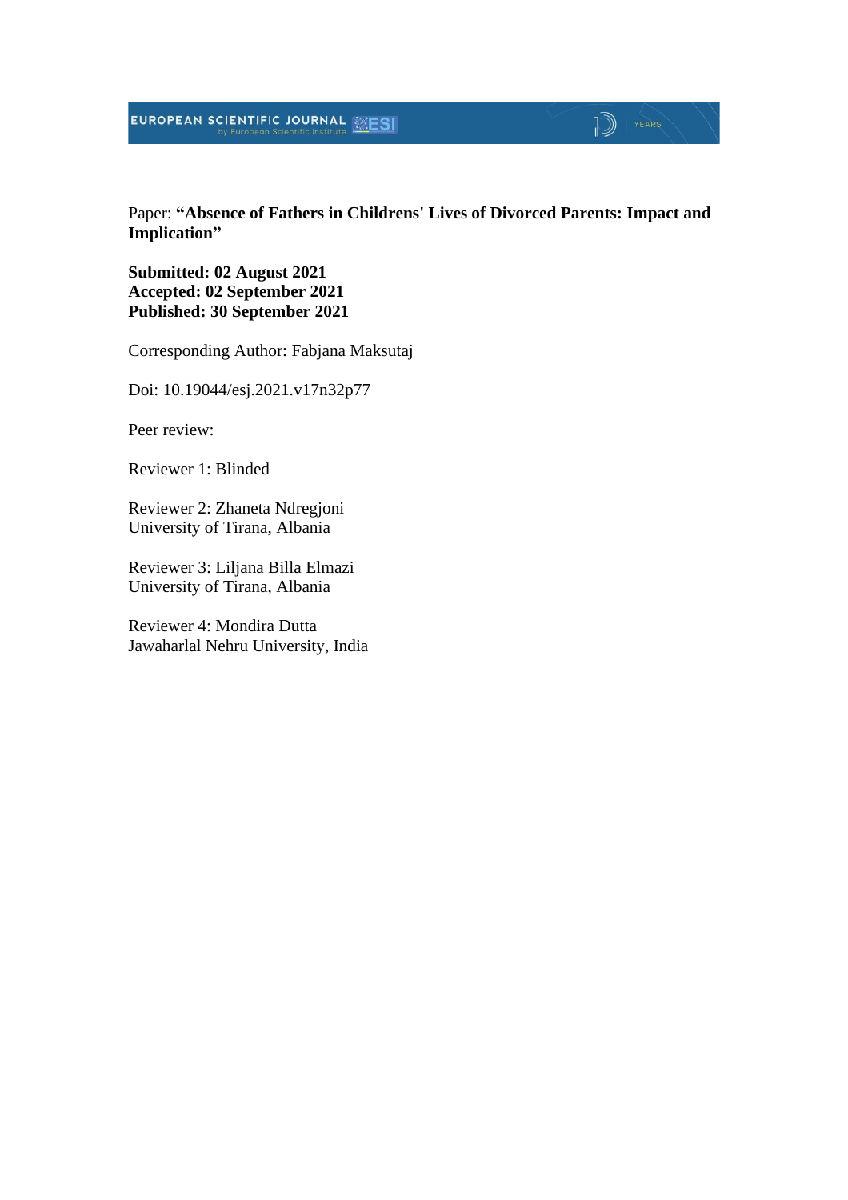Paper: **"Absence of Fathers in Childrens' Lives of Divorced Parents: Impact and Implication"**

**Submitted: 02 August 2021**
**Accepted: 02 September 2021**
**Published: 30 September 2021**

Corresponding Author: Fabjana Maksutaj

Doi: 10.19044/esj.2021.v17n32p77

Peer review:

Reviewer 1: Blinded

Reviewer 2: Zhaneta Ndregjoni
University of Tirana, Albania

Reviewer 3: Liljana Billa Elmazi
University of Tirana, Albania

Reviewer 4: Mondira Dutta
Jawaharlal Nehru University, India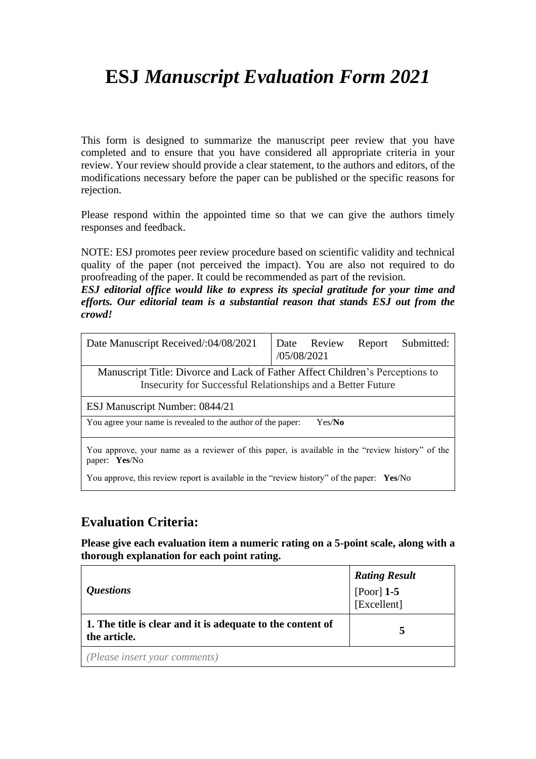# ESJ *Manuscript Evaluation Form 2021*

This form is designed to summarize the manuscript peer review that you have completed and to ensure that you have considered all appropriate criteria in your review. Your review should provide a clear statement, to the authors and editors, of the modifications necessary before the paper can be published or the specific reasons for rejection.

Please respond within the appointed time so that we can give the authors timely responses and feedback.

NOTE: ESJ promotes peer review procedure based on scientific validity and technical quality of the paper (not perceived the impact). You are also not required to do proofreading of the paper. It could be recommended as part of the revision.

***ESJ editorial office would like to express its special gratitude for your time and efforts. Our editorial team is a substantial reason that stands ESJ out from the crowd!***

| Date Manuscript Received/:04/08/2021 | Date Review Report Submitted: /05/08/2021 |
|---|---|
| Manuscript Title: Divorce and Lack of Father Affect Children's Perceptions to Insecurity for Successful Relationships and a Better Future | |
| ESJ Manuscript Number: 0844/21 | |
| You agree your name is revealed to the author of the paper: Yes/**No** | |
| You approve, your name as a reviewer of this paper, is available in the "review history" of the paper: **Yes**/No<br>You approve, this review report is available in the "review history" of the paper: **Yes**/No | |

## Evaluation Criteria:

**Please give each evaluation item a numeric rating on a 5-point scale, along with a thorough explanation for each point rating.**

| *Questions* | ***Rating Result***<br>[Poor] **1-5** [Excellent] |
|---|---|
| **1. The title is clear and it is adequate to the content of the article.** | **5** |
| *(Please insert your comments)* | |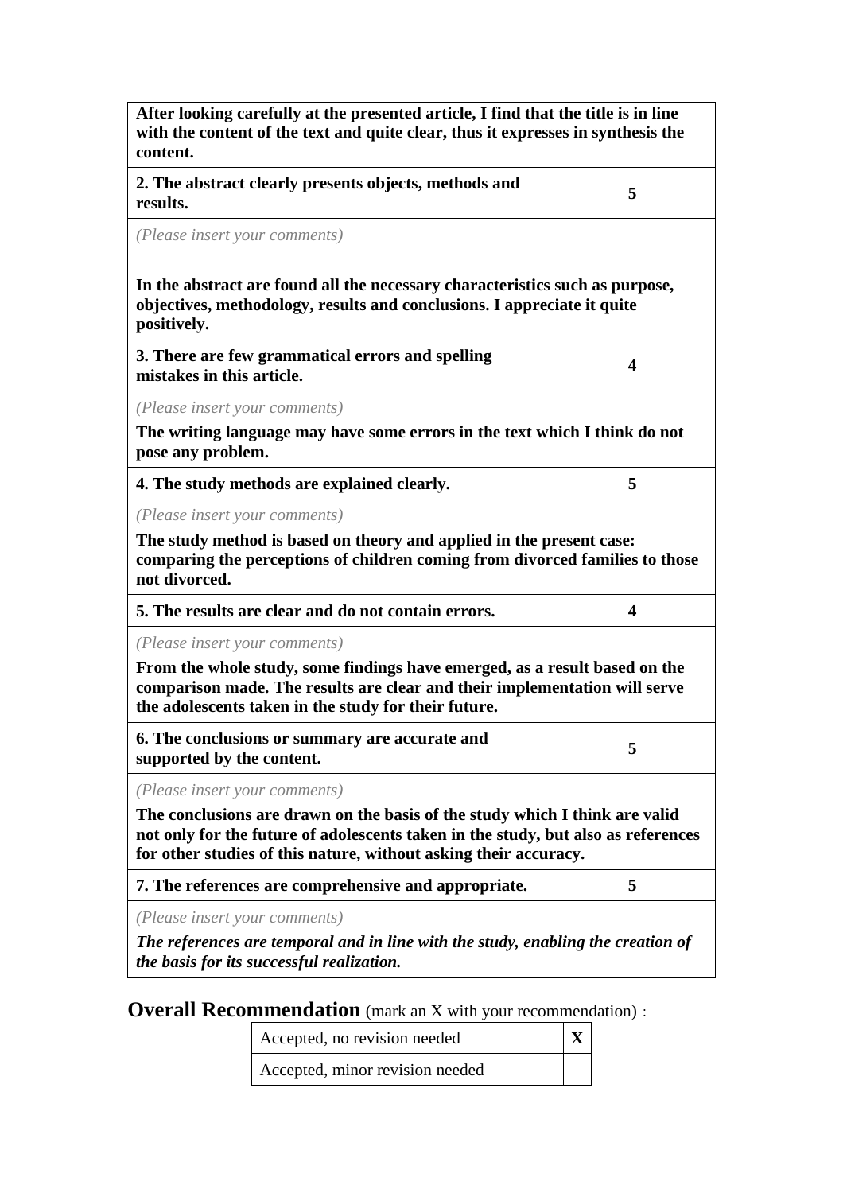| | |
|---|---|
| **After looking carefully at the presented article, I find that the title is in line with the content of the text and quite clear, thus it expresses in synthesis the content.** | |
| **2. The abstract clearly presents objects, methods and results.** | **5** |
| *(Please insert your comments)*<br><br>**In the abstract are found all the necessary characteristics such as purpose, objectives, methodology, results and conclusions. I appreciate it quite positively.** | |
| **3. There are few grammatical errors and spelling mistakes in this article.** | **4** |
| *(Please insert your comments)*<br>**The writing language may have some errors in the text which I think do not pose any problem.** | |
| **4. The study methods are explained clearly.** | **5** |
| *(Please insert your comments)*<br>**The study method is based on theory and applied in the present case: comparing the perceptions of children coming from divorced families to those not divorced.** | |
| **5. The results are clear and do not contain errors.** | **4** |
| *(Please insert your comments)*<br>**From the whole study, some findings have emerged, as a result based on the comparison made. The results are clear and their implementation will serve the adolescents taken in the study for their future.** | |
| **6. The conclusions or summary are accurate and supported by the content.** | **5** |
| *(Please insert your comments)*<br>**The conclusions are drawn on the basis of the study which I think are valid not only for the future of adolescents taken in the study, but also as references for other studies of this nature, without asking their accuracy.** | |
| **7. The references are comprehensive and appropriate.** | **5** |
| *(Please insert your comments)*<br>***The references are temporal and in line with the study, enabling the creation of the basis for its successful realization.*** | |

**Overall Recommendation** (mark an X with your recommendation) :

| | |
|---|---|
| Accepted, no revision needed | **X** |
| Accepted, minor revision needed | |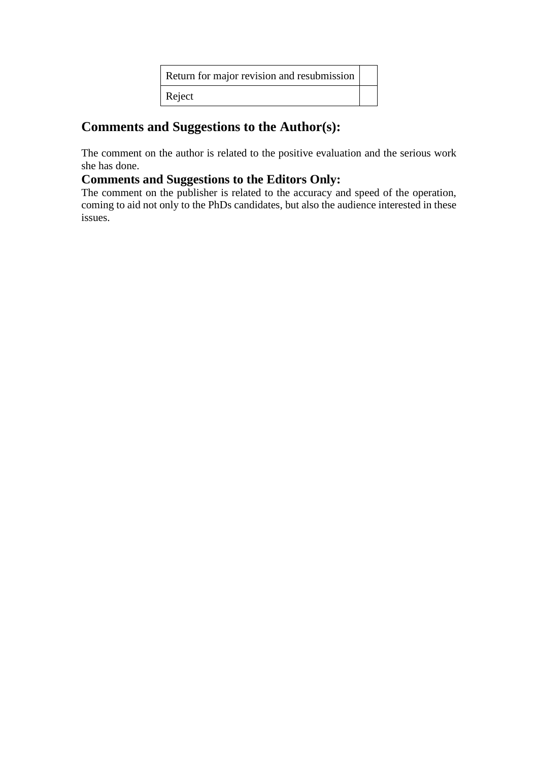| Return for major revision and resubmission | |
|---|---|
| Reject | |

## Comments and Suggestions to the Author(s):

The comment on the author is related to the positive evaluation and the serious work she has done.

## Comments and Suggestions to the Editors Only:

The comment on the publisher is related to the accuracy and speed of the operation, coming to aid not only to the PhDs candidates, but also the audience interested in these issues.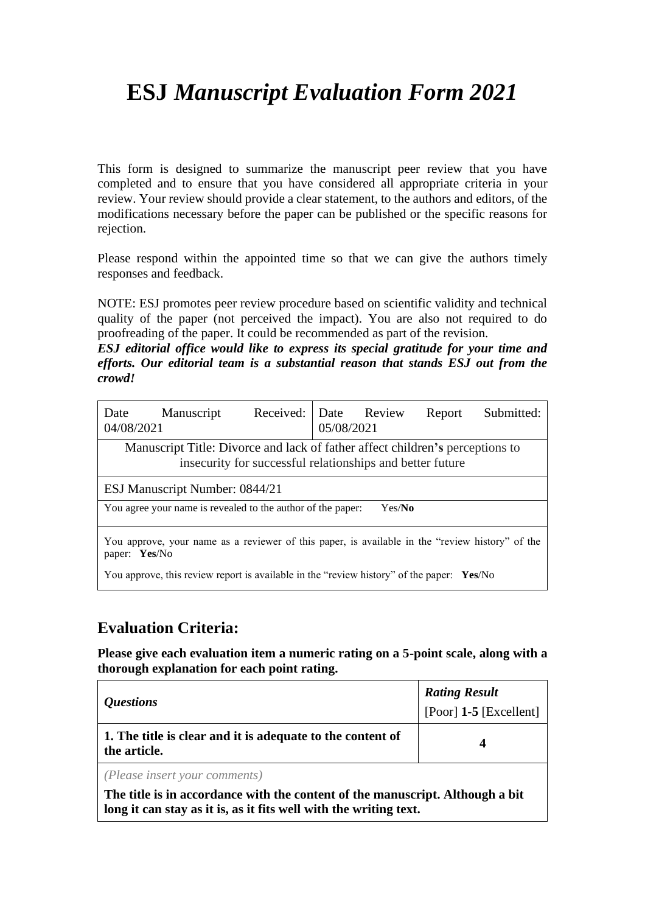# ESJ *Manuscript Evaluation Form 2021*

This form is designed to summarize the manuscript peer review that you have completed and to ensure that you have considered all appropriate criteria in your review. Your review should provide a clear statement, to the authors and editors, of the modifications necessary before the paper can be published or the specific reasons for rejection.

Please respond within the appointed time so that we can give the authors timely responses and feedback.

NOTE: ESJ promotes peer review procedure based on scientific validity and technical quality of the paper (not perceived the impact). You are also not required to do proofreading of the paper. It could be recommended as part of the revision.
***ESJ editorial office would like to express its special gratitude for your time and efforts. Our editorial team is a substantial reason that stands ESJ out from the crowd!***

| Date Manuscript Received: 04/08/2021 | Date Review Report Submitted: 05/08/2021 |
|---|---|
| Manuscript Title: Divorce and lack of father affect children's perceptions to insecurity for successful relationships and better future | |
| ESJ Manuscript Number: 0844/21 | |
| You agree your name is revealed to the author of the paper: Yes/**No** | |
| You approve, your name as a reviewer of this paper, is available in the "review history" of the paper: **Yes**/No<br>You approve, this review report is available in the "review history" of the paper: **Yes**/No | |

## Evaluation Criteria:

**Please give each evaluation item a numeric rating on a 5-point scale, along with a thorough explanation for each point rating.**

| *Questions* | ***Rating Result*** [Poor] **1-5** [Excellent] |
|---|---|
| **1. The title is clear and it is adequate to the content of the article.** | **4** |
| *(Please insert your comments)*<br>**The title is in accordance with the content of the manuscript. Although a bit long it can stay as it is, as it fits well with the writing text.** | |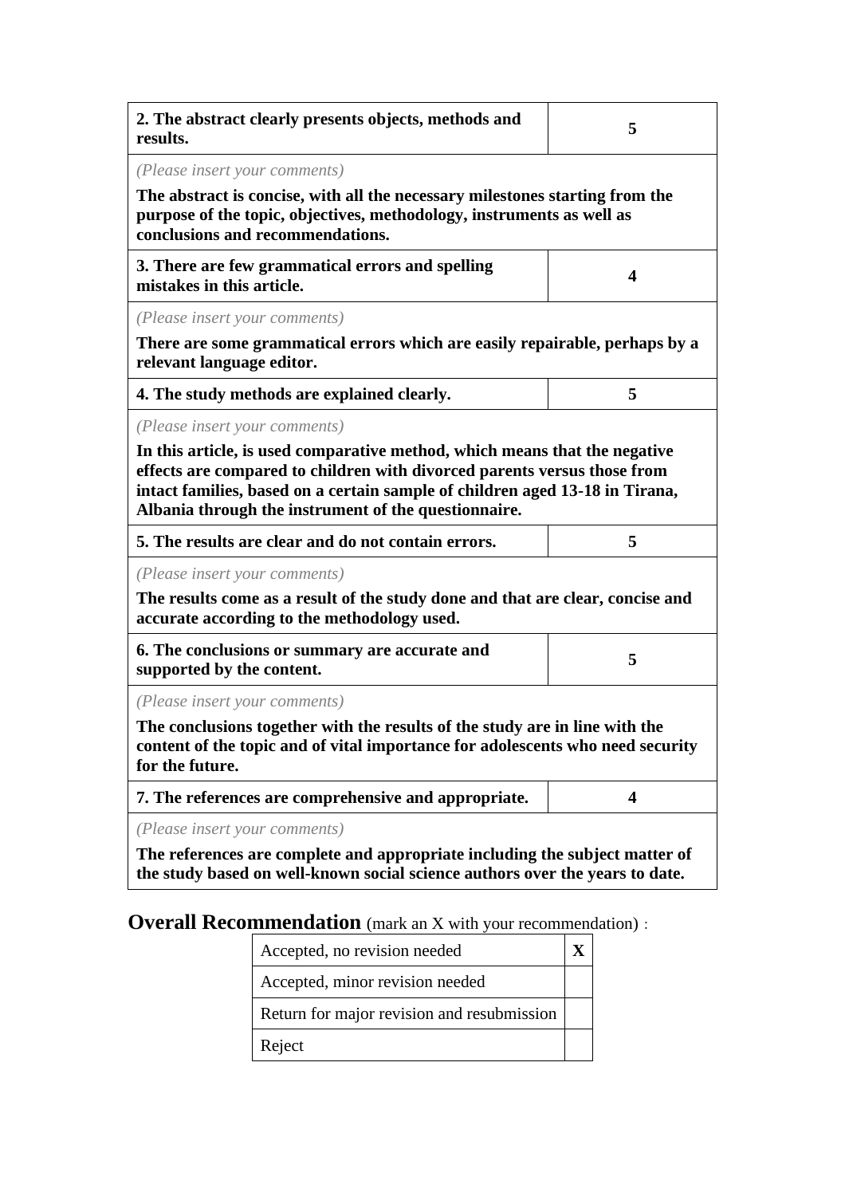| **2. The abstract clearly presents objects, methods and results.** | **5** |
|---|---|
| *(Please insert your comments)*<br>**The abstract is concise, with all the necessary milestones starting from the purpose of the topic, objectives, methodology, instruments as well as conclusions and recommendations.** | |
| **3. There are few grammatical errors and spelling mistakes in this article.** | **4** |
| *(Please insert your comments)*<br>**There are some grammatical errors which are easily repairable, perhaps by a relevant language editor.** | |
| **4. The study methods are explained clearly.** | **5** |
| *(Please insert your comments)*<br>**In this article, is used comparative method, which means that the negative effects are compared to children with divorced parents versus those from intact families, based on a certain sample of children aged 13-18 in Tirana, Albania through the instrument of the questionnaire.** | |
| **5. The results are clear and do not contain errors.** | **5** |
| *(Please insert your comments)*<br>**The results come as a result of the study done and that are clear, concise and accurate according to the methodology used.** | |
| **6. The conclusions or summary are accurate and supported by the content.** | **5** |
| *(Please insert your comments)*<br>**The conclusions together with the results of the study are in line with the content of the topic and of vital importance for adolescents who need security for the future.** | |
| **7. The references are comprehensive and appropriate.** | **4** |
| *(Please insert your comments)*<br>**The references are complete and appropriate including the subject matter of the study based on well-known social science authors over the years to date.** | |

**Overall Recommendation** (mark an X with your recommendation) :

| Recommendation | |
|---|---|
| Accepted, no revision needed | **X** |
| Accepted, minor revision needed | |
| Return for major revision and resubmission | |
| Reject | |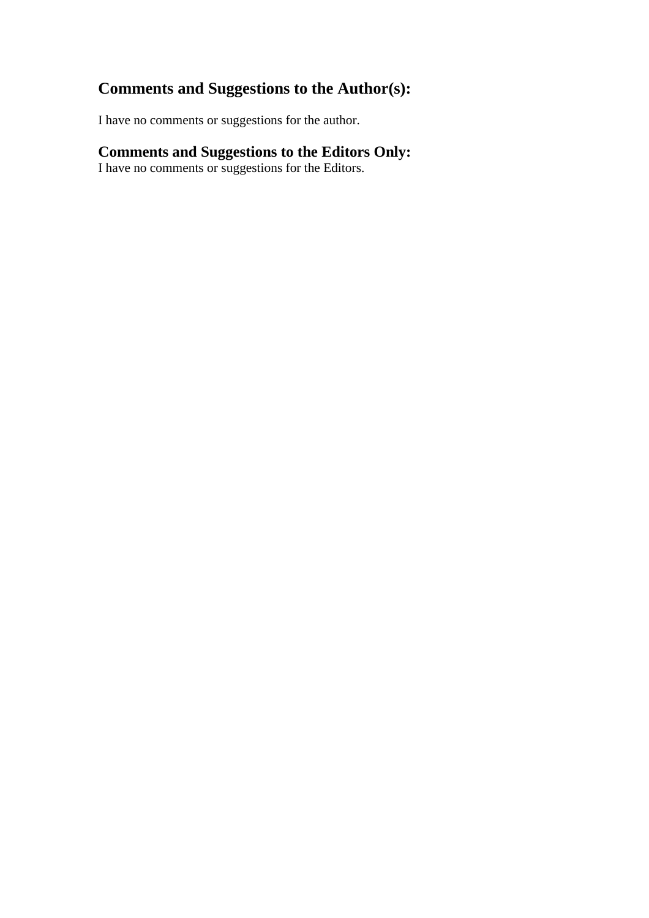## Comments and Suggestions to the Author(s):

I have no comments or suggestions for the author.

## Comments and Suggestions to the Editors Only:

I have no comments or suggestions for the Editors.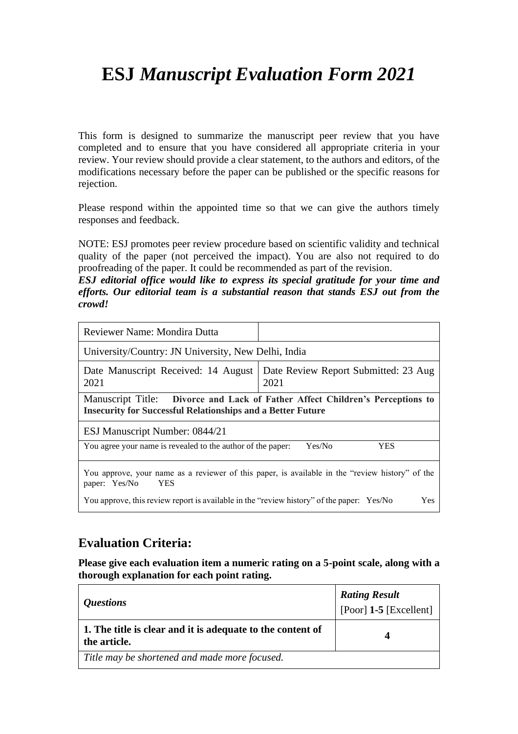# ESJ *Manuscript Evaluation Form 2021*

This form is designed to summarize the manuscript peer review that you have completed and to ensure that you have considered all appropriate criteria in your review. Your review should provide a clear statement, to the authors and editors, of the modifications necessary before the paper can be published or the specific reasons for rejection.

Please respond within the appointed time so that we can give the authors timely responses and feedback.

NOTE: ESJ promotes peer review procedure based on scientific validity and technical quality of the paper (not perceived the impact). You are also not required to do proofreading of the paper. It could be recommended as part of the revision.

***ESJ editorial office would like to express its special gratitude for your time and efforts. Our editorial team is a substantial reason that stands ESJ out from the crowd!***

| Reviewer Name: Mondira Dutta | |
|---|---|
| University/Country: JN University, New Delhi, India | |
| Date Manuscript Received: 14 August 2021 | Date Review Report Submitted: 23 Aug 2021 |
| Manuscript Title: **Divorce and Lack of Father Affect Children's Perceptions to Insecurity for Successful Relationships and a Better Future** | |
| ESJ Manuscript Number: 0844/21 | |
| You agree your name is revealed to the author of the paper: Yes/No YES | |
| You approve, your name as a reviewer of this paper, is available in the "review history" of the paper: Yes/No YES<br>You approve, this review report is available in the "review history" of the paper: Yes/No Yes | |

## Evaluation Criteria:

**Please give each evaluation item a numeric rating on a 5-point scale, along with a thorough explanation for each point rating.**

| *Questions* | ***Rating Result*** [Poor] **1-5** [Excellent] |
|---|---|
| **1. The title is clear and it is adequate to the content of the article.** | **4** |
| *Title may be shortened and made more focused.* | |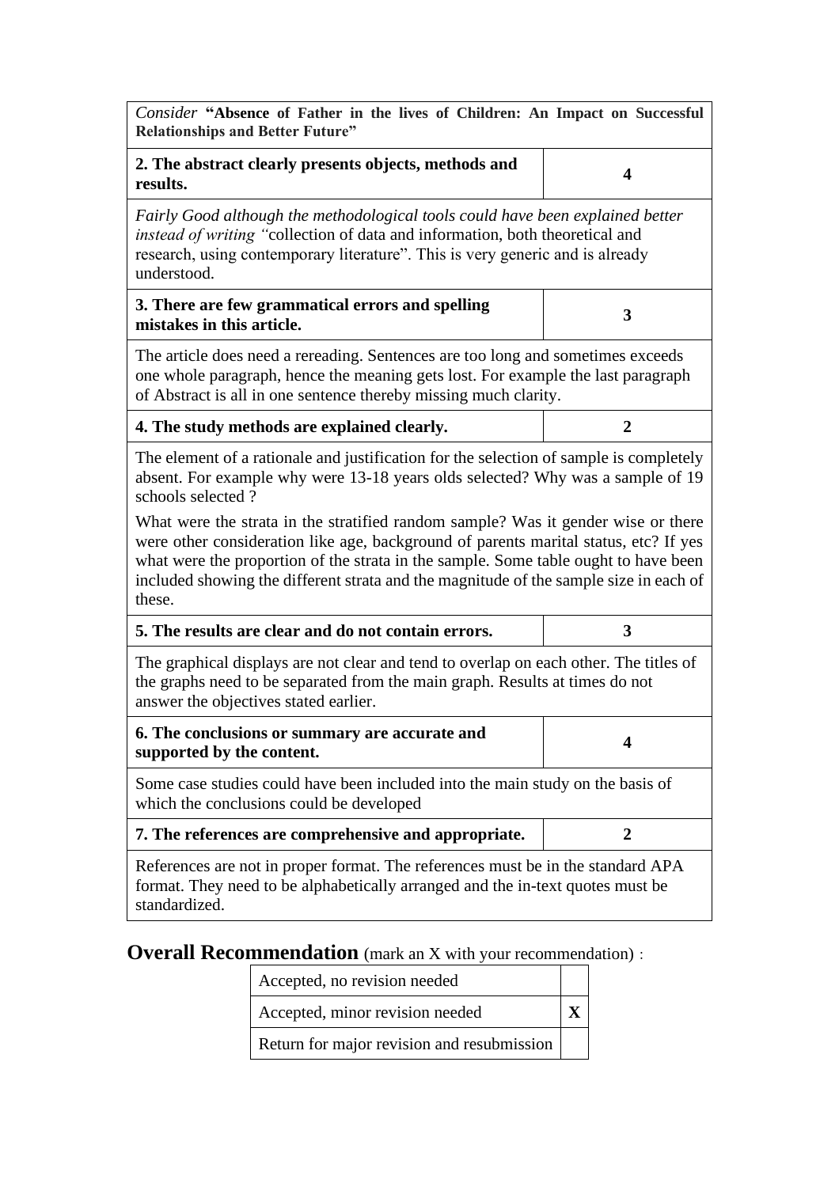| *Consider* **"Absence of Father in the lives of Children: An Impact on Successful Relationships and Better Future"** | |
|---|---|
| **2. The abstract clearly presents objects, methods and results.** | **4** |
| *Fairly Good although the methodological tools could have been explained better instead of writing "*collection of data and information, both theoretical and research, using contemporary literature". This is very generic and is already understood. | |
| **3. There are few grammatical errors and spelling mistakes in this article.** | **3** |
| The article does need a rereading. Sentences are too long and sometimes exceeds one whole paragraph, hence the meaning gets lost. For example the last paragraph of Abstract is all in one sentence thereby missing much clarity. | |
| **4. The study methods are explained clearly.** | **2** |
| The element of a rationale and justification for the selection of sample is completely absent. For example why were 13-18 years olds selected? Why was a sample of 19 schools selected ?<br><br>What were the strata in the stratified random sample? Was it gender wise or there were other consideration like age, background of parents marital status, etc? If yes what were the proportion of the strata in the sample. Some table ought to have been included showing the different strata and the magnitude of the sample size in each of these. | |
| **5. The results are clear and do not contain errors.** | **3** |
| The graphical displays are not clear and tend to overlap on each other. The titles of the graphs need to be separated from the main graph. Results at times do not answer the objectives stated earlier. | |
| **6. The conclusions or summary are accurate and supported by the content.** | **4** |
| Some case studies could have been included into the main study on the basis of which the conclusions could be developed | |
| **7. The references are comprehensive and appropriate.** | **2** |
| References are not in proper format. The references must be in the standard APA format. They need to be alphabetically arranged and the in-text quotes must be standardized. | |

## Overall Recommendation (mark an X with your recommendation) :

| | |
|---|---|
| Accepted, no revision needed | |
| Accepted, minor revision needed | **X** |
| Return for major revision and resubmission | |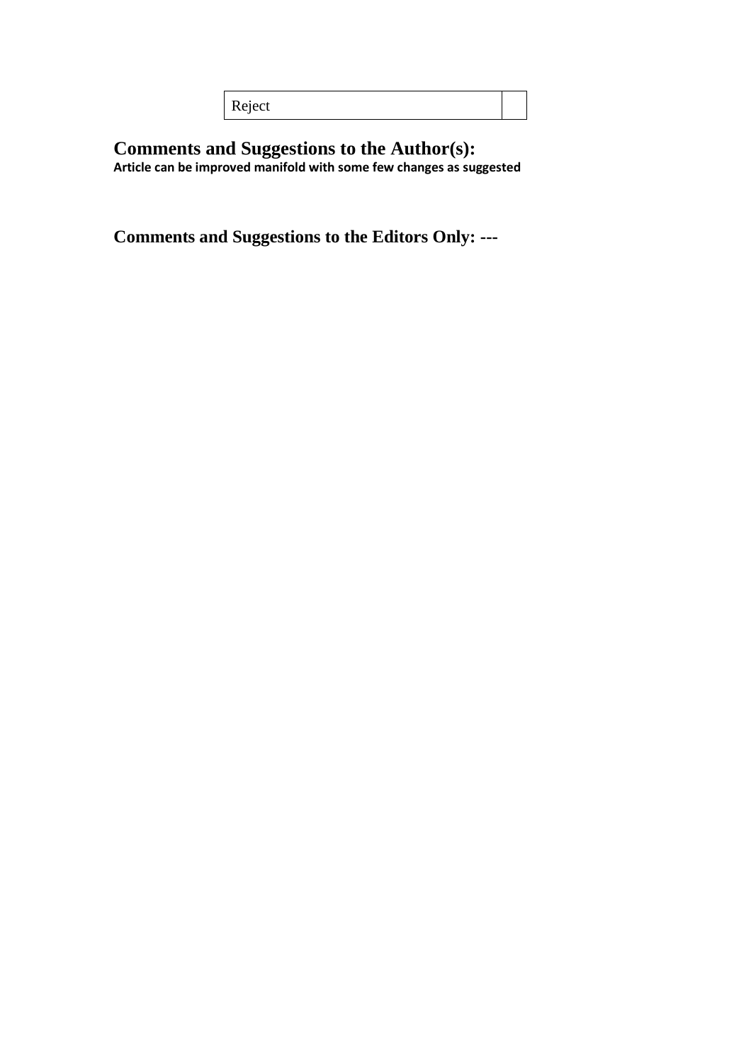| | |
|---|---|
| Reject | |

## Comments and Suggestions to the Author(s):

**Article can be improved manifold with some few changes as suggested**

## Comments and Suggestions to the Editors Only: ---